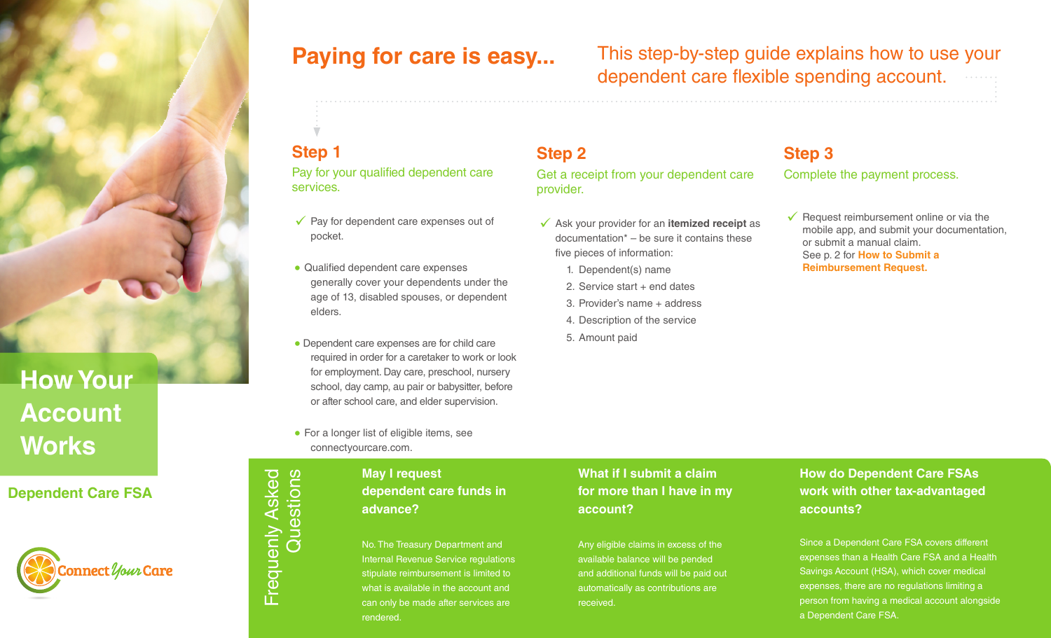# How Your Account Works

## Dependent Care FSA

ConnectYourCare

# Paying for care is easy...

This step-by-step guide explains how to use your dependent care flexible spending account.

## Step 1

Pay for your qualified dependent care services.

✓ Pay for dependent care expenses out of pocket.

- Qualified dependent care expenses generally cover your dependents under the age of 13, disabled spouses, or dependent elders.
- Dependent care expenses are for child care required in order for a caretaker to work or look for employment. Day care, preschool, nursery school, day camp, au pair or babysitter, before or after school care, and elder supervision.
- For a longer list of eligible items, see connectyourcare.com.

## Step 2

Get a receipt from your dependent care provider.

✓ Ask your provider for an **itemized receipt** as documentation* – be sure it contains these five pieces of information:

1. Dependent(s) name
2. Service start + end dates
3. Provider's name + address
4. Description of the service
5. Amount paid

## Step 3

Complete the payment process.

✓ Request reimbursement online or via the mobile app, and submit your documentation, or submit a manual claim. See p. 2 for **How to Submit a Reimbursement Request.**

## Frequently Asked Questions

### May I request dependent care funds in advance?

No. The Treasury Department and Internal Revenue Service regulations stipulate reimbursement is limited to what is available in the account and can only be made after services are rendered.

### What if I submit a claim for more than I have in my account?

Any eligible claims in excess of the available balance will be pended and additional funds will be paid out automatically as contributions are received.

### How do Dependent Care FSAs work with other tax-advantaged accounts?

Since a Dependent Care FSA covers different expenses than a Health Care FSA and a Health Savings Account (HSA), which cover medical expenses, there are no regulations limiting a person from having a medical account alongside a Dependent Care FSA.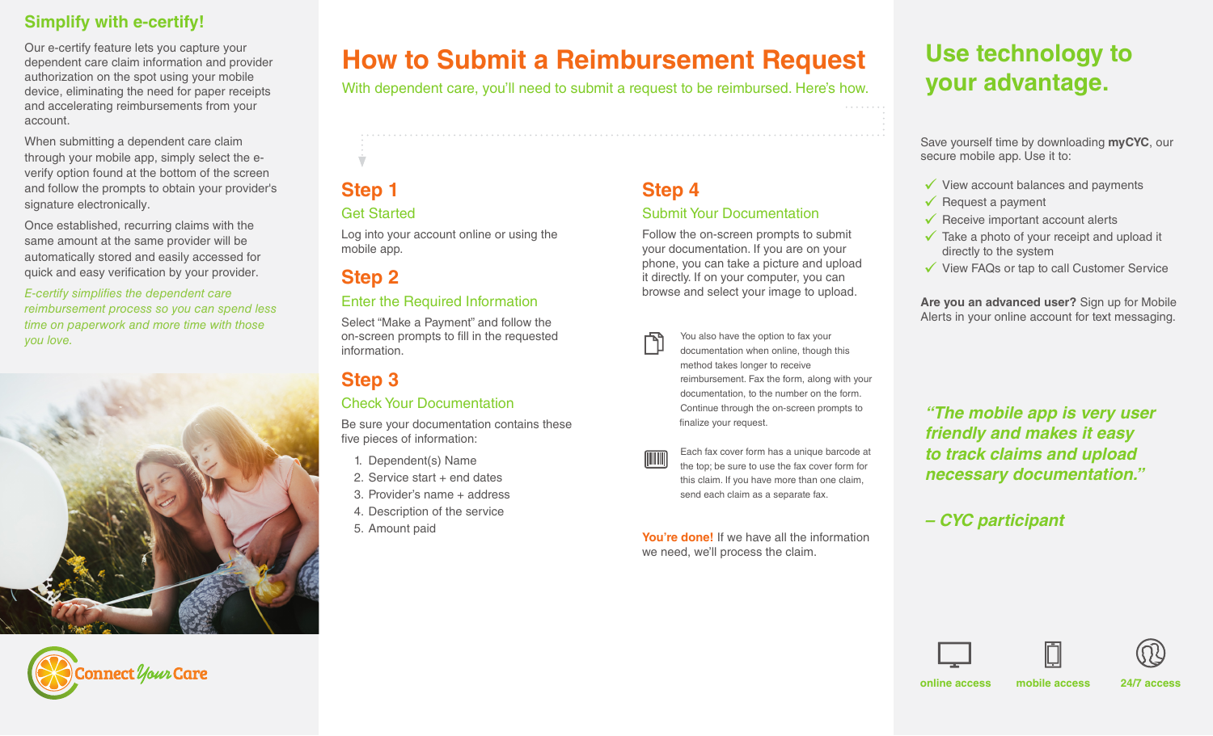## Simplify with e-certify!

Our e-certify feature lets you capture your dependent care claim information and provider authorization on the spot using your mobile device, eliminating the need for paper receipts and accelerating reimbursements from your account.

When submitting a dependent care claim through your mobile app, simply select the e-verify option found at the bottom of the screen and follow the prompts to obtain your provider's signature electronically.

Once established, recurring claims with the same amount at the same provider will be automatically stored and easily accessed for quick and easy verification by your provider.

*E-certify simplifies the dependent care reimbursement process so you can spend less time on paperwork and more time with those you love.*

Connect Your Care

# How to Submit a Reimbursement Request

With dependent care, you'll need to submit a request to be reimbursed. Here's how.

## Step 1

### Get Started

Log into your account online or using the mobile app.

## Step 2

### Enter the Required Information

Select "Make a Payment" and follow the on-screen prompts to fill in the requested information.

## Step 3

### Check Your Documentation

Be sure your documentation contains these five pieces of information:

1. Dependent(s) Name
2. Service start + end dates
3. Provider's name + address
4. Description of the service
5. Amount paid

## Step 4

### Submit Your Documentation

Follow the on-screen prompts to submit your documentation. If you are on your phone, you can take a picture and upload it directly. If on your computer, you can browse and select your image to upload.

You also have the option to fax your documentation when online, though this method takes longer to receive reimbursement. Fax the form, along with your documentation, to the number on the form. Continue through the on-screen prompts to finalize your request.

Each fax cover form has a unique barcode at the top; be sure to use the fax cover form for this claim. If you have more than one claim, send each claim as a separate fax.

**You're done!** If we have all the information we need, we'll process the claim.

## Use technology to your advantage.

Save yourself time by downloading **myCYC**, our secure mobile app. Use it to:

- ✓ View account balances and payments
- ✓ Request a payment
- ✓ Receive important account alerts
- ✓ Take a photo of your receipt and upload it directly to the system
- ✓ View FAQs or tap to call Customer Service

**Are you an advanced user?** Sign up for Mobile Alerts in your online account for text messaging.

***"The mobile app is very user friendly and makes it easy to track claims and upload necessary documentation."***

***– CYC participant***

online access | mobile access | 24/7 access